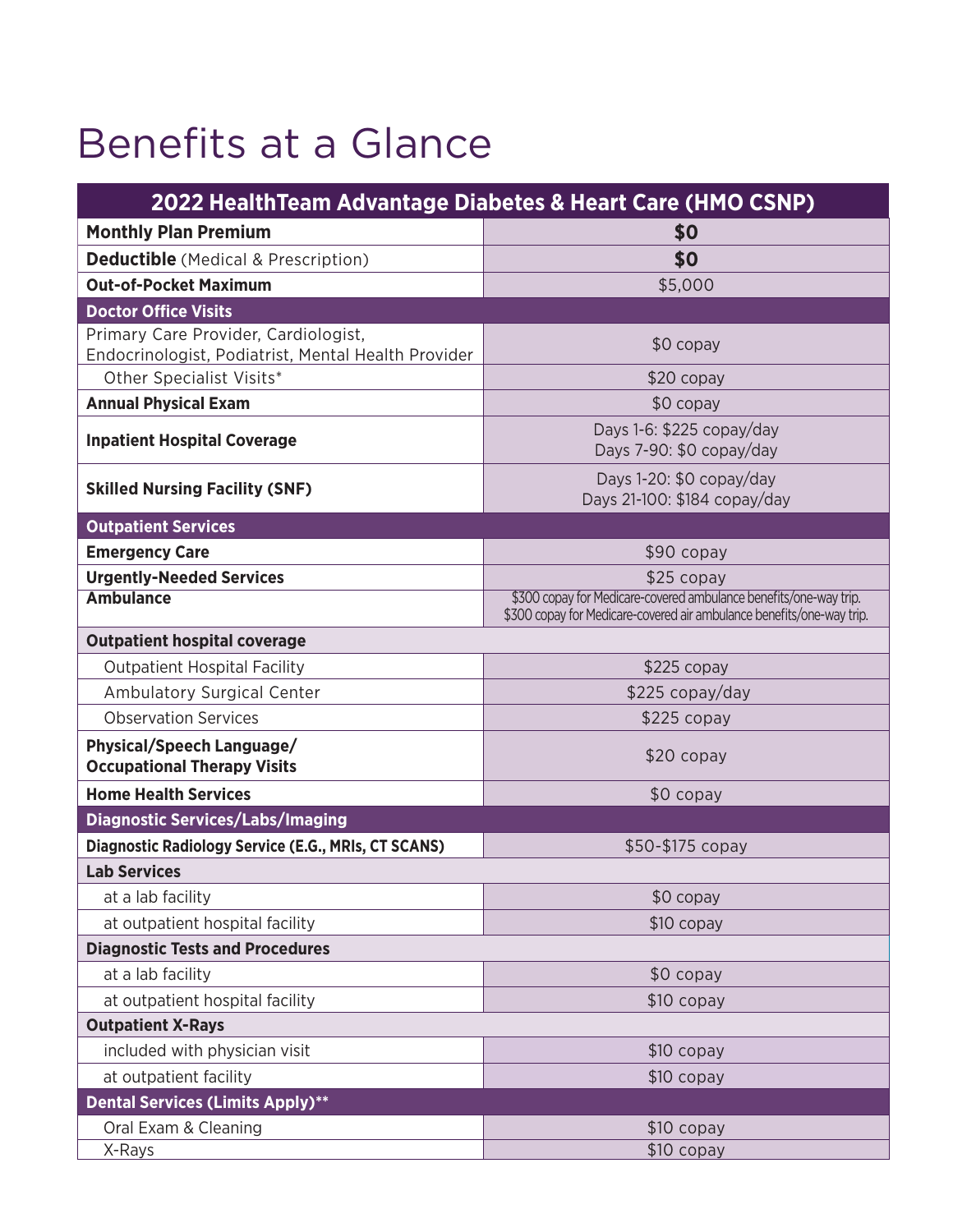# Benefits at a Glance

| 2022 HealthTeam Advantage Diabetes & Heart Care (HMO CSNP) | |
|---|---|
| **Monthly Plan Premium** | **$0** |
| **Deductible** (Medical & Prescription) | **$0** |
| **Out-of-Pocket Maximum** | $5,000 |
| **Doctor Office Visits** | |
| Primary Care Provider, Cardiologist, Endocrinologist, Podiatrist, Mental Health Provider | $0 copay |
| Other Specialist Visits* | $20 copay |
| **Annual Physical Exam** | $0 copay |
| **Inpatient Hospital Coverage** | Days 1-6: $225 copay/day<br>Days 7-90: $0 copay/day |
| **Skilled Nursing Facility (SNF)** | Days 1-20: $0 copay/day<br>Days 21-100: $184 copay/day |
| **Outpatient Services** | |
| **Emergency Care** | $90 copay |
| **Urgently-Needed Services** | $25 copay |
| **Ambulance** | $300 copay for Medicare-covered ambulance benefits/one-way trip.<br>$300 copay for Medicare-covered air ambulance benefits/one-way trip. |
| **Outpatient hospital coverage** | |
| Outpatient Hospital Facility | $225 copay |
| Ambulatory Surgical Center | $225 copay/day |
| Observation Services | $225 copay |
| **Physical/Speech Language/ Occupational Therapy Visits** | $20 copay |
| **Home Health Services** | $0 copay |
| **Diagnostic Services/Labs/Imaging** | |
| **Diagnostic Radiology Service (E.G., MRIs, CT SCANS)** | $50-$175 copay |
| **Lab Services** | |
| at a lab facility | $0 copay |
| at outpatient hospital facility | $10 copay |
| **Diagnostic Tests and Procedures** | |
| at a lab facility | $0 copay |
| at outpatient hospital facility | $10 copay |
| **Outpatient X-Rays** | |
| included with physician visit | $10 copay |
| at outpatient facility | $10 copay |
| **Dental Services (Limits Apply)**** | |
| Oral Exam & Cleaning | $10 copay |
| X-Rays | $10 copay |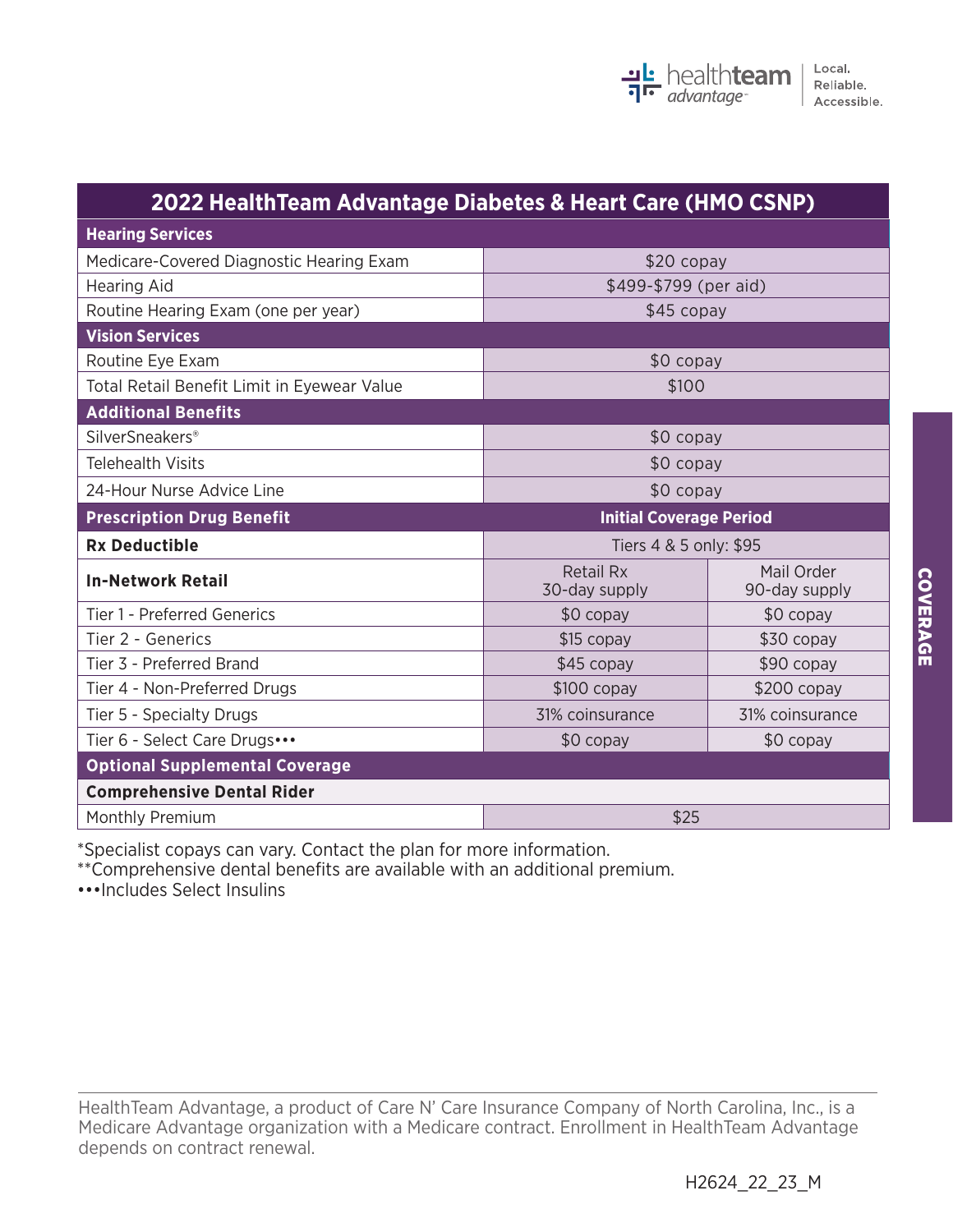healthteam advantage — Local. Reliable. Accessible.

## 2022 HealthTeam Advantage Diabetes & Heart Care (HMO CSNP)

| | | |
|---|---|---|
| **Hearing Services** | | |
| Medicare-Covered Diagnostic Hearing Exam | $20 copay | |
| Hearing Aid | $499-$799 (per aid) | |
| Routine Hearing Exam (one per year) | $45 copay | |
| **Vision Services** | | |
| Routine Eye Exam | $0 copay | |
| Total Retail Benefit Limit in Eyewear Value | $100 | |
| **Additional Benefits** | | |
| SilverSneakers® | $0 copay | |
| Telehealth Visits | $0 copay | |
| 24-Hour Nurse Advice Line | $0 copay | |
| **Prescription Drug Benefit** | **Initial Coverage Period** | |
| **Rx Deductible** | Tiers 4 & 5 only: $95 | |
| **In-Network Retail** | Retail Rx 30-day supply | Mail Order 90-day supply |
| Tier 1 - Preferred Generics | $0 copay | $0 copay |
| Tier 2 - Generics | $15 copay | $30 copay |
| Tier 3 - Preferred Brand | $45 copay | $90 copay |
| Tier 4 - Non-Preferred Drugs | $100 copay | $200 copay |
| Tier 5 - Specialty Drugs | 31% coinsurance | 31% coinsurance |
| Tier 6 - Select Care Drugs••• | $0 copay | $0 copay |
| **Optional Supplemental Coverage** | | |
| **Comprehensive Dental Rider** | | |
| Monthly Premium | $25 | |

*Specialist copays can vary. Contact the plan for more information.
**Comprehensive dental benefits are available with an additional premium.
•••Includes Select Insulins

COVERAGE

HealthTeam Advantage, a product of Care N' Care Insurance Company of North Carolina, Inc., is a Medicare Advantage organization with a Medicare contract. Enrollment in HealthTeam Advantage depends on contract renewal.

H2624_22_23_M